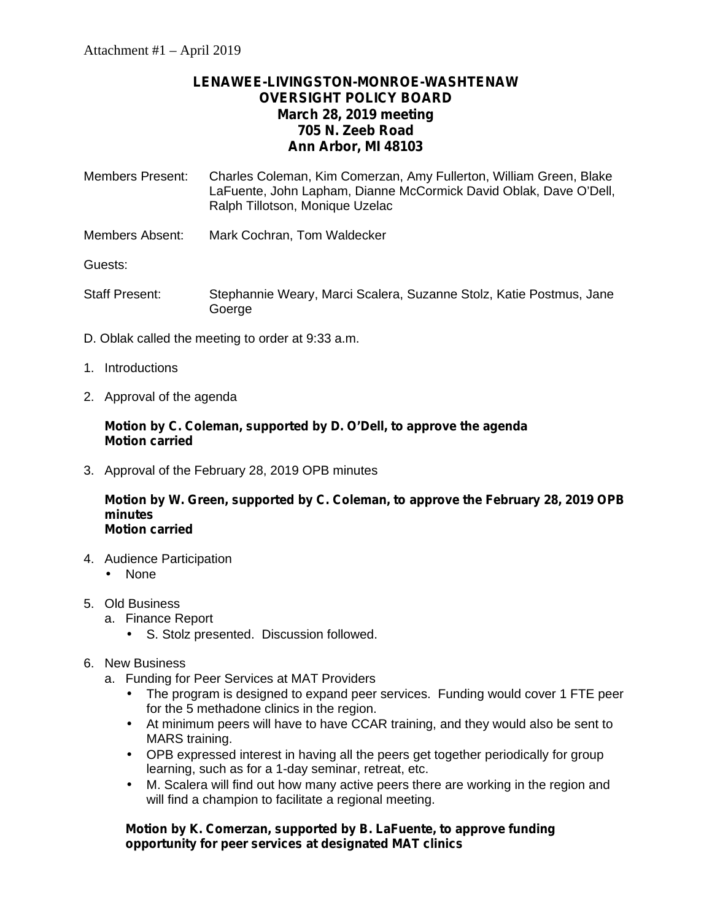Attachment #1 – April 2019

# LENAWEE-LIVINGSTON-MONROE-WASHTENAW OVERSIGHT POLICY BOARD
## March 28, 2019 meeting
## 705 N. Zeeb Road
## Ann Arbor, MI 48103

Members Present: Charles Coleman, Kim Comerzan, Amy Fullerton, William Green, Blake LaFuente, John Lapham, Dianne McCormick David Oblak, Dave O'Dell, Ralph Tillotson, Monique Uzelac

Members Absent: Mark Cochran, Tom Waldecker

Guests:

Staff Present: Stephannie Weary, Marci Scalera, Suzanne Stolz, Katie Postmus, Jane Goerge

D. Oblak called the meeting to order at 9:33 a.m.

1. Introductions

2. Approval of the agenda

   **Motion by C. Coleman, supported by D. O'Dell, to approve the agenda**
   **Motion carried**

3. Approval of the February 28, 2019 OPB minutes

   **Motion by W. Green, supported by C. Coleman, to approve the February 28, 2019 OPB minutes**
   **Motion carried**

4. Audience Participation
   - None

5. Old Business
   a. Finance Report
      - S. Stolz presented. Discussion followed.

6. New Business
   a. Funding for Peer Services at MAT Providers
      - The program is designed to expand peer services. Funding would cover 1 FTE peer for the 5 methadone clinics in the region.
      - At minimum peers will have to have CCAR training, and they would also be sent to MARS training.
      - OPB expressed interest in having all the peers get together periodically for group learning, such as for a 1-day seminar, retreat, etc.
      - M. Scalera will find out how many active peers there are working in the region and will find a champion to facilitate a regional meeting.

   **Motion by K. Comerzan, supported by B. LaFuente, to approve funding opportunity for peer services at designated MAT clinics**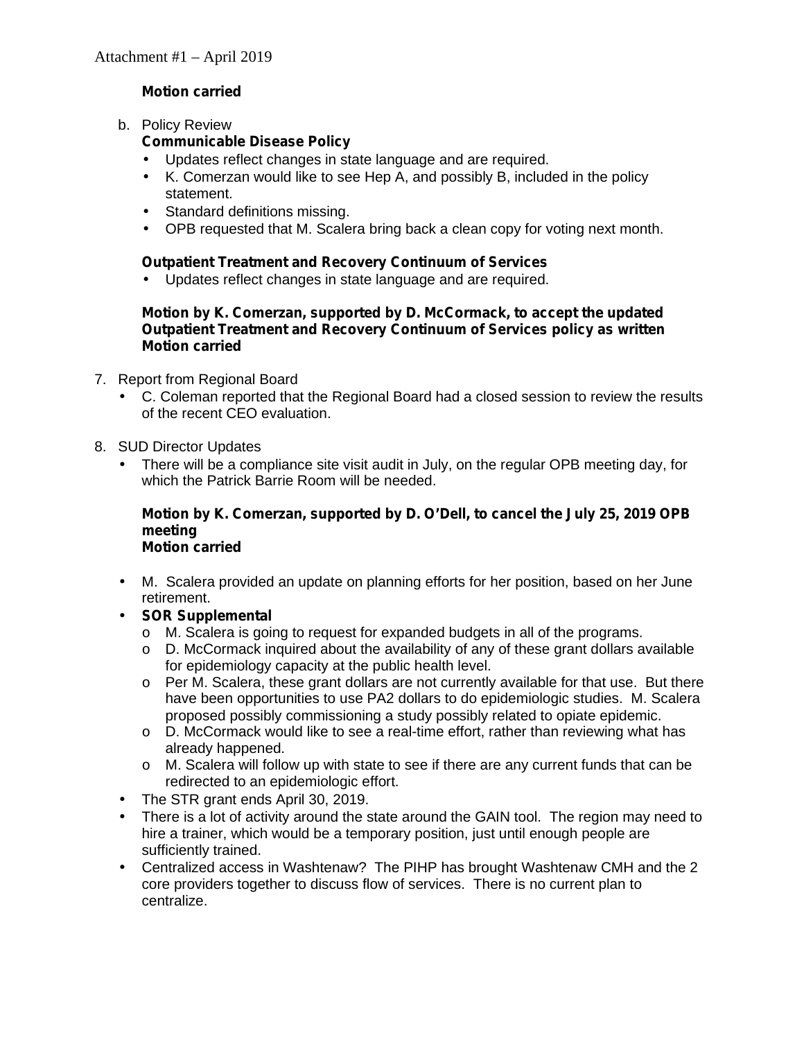**Motion carried**

b. Policy Review

**Communicable Disease Policy**

- Updates reflect changes in state language and are required.
- K. Comerzan would like to see Hep A, and possibly B, included in the policy statement.
- Standard definitions missing.
- OPB requested that M. Scalera bring back a clean copy for voting next month.

**Outpatient Treatment and Recovery Continuum of Services**

- Updates reflect changes in state language and are required.

**Motion by K. Comerzan, supported by D. McCormack, to accept the updated Outpatient Treatment and Recovery Continuum of Services policy as written**
**Motion carried**

7. Report from Regional Board
   - C. Coleman reported that the Regional Board had a closed session to review the results of the recent CEO evaluation.

8. SUD Director Updates
   - There will be a compliance site visit audit in July, on the regular OPB meeting day, for which the Patrick Barrie Room will be needed.

   **Motion by K. Comerzan, supported by D. O'Dell, to cancel the July 25, 2019 OPB meeting**
   **Motion carried**

   - M. Scalera provided an update on planning efforts for her position, based on her June retirement.
   - **SOR Supplemental**
     - M. Scalera is going to request for expanded budgets in all of the programs.
     - D. McCormack inquired about the availability of any of these grant dollars available for epidemiology capacity at the public health level.
     - Per M. Scalera, these grant dollars are not currently available for that use. But there have been opportunities to use PA2 dollars to do epidemiologic studies. M. Scalera proposed possibly commissioning a study possibly related to opiate epidemic.
     - D. McCormack would like to see a real-time effort, rather than reviewing what has already happened.
     - M. Scalera will follow up with state to see if there are any current funds that can be redirected to an epidemiologic effort.
   - The STR grant ends April 30, 2019.
   - There is a lot of activity around the state around the GAIN tool. The region may need to hire a trainer, which would be a temporary position, just until enough people are sufficiently trained.
   - Centralized access in Washtenaw? The PIHP has brought Washtenaw CMH and the 2 core providers together to discuss flow of services. There is no current plan to centralize.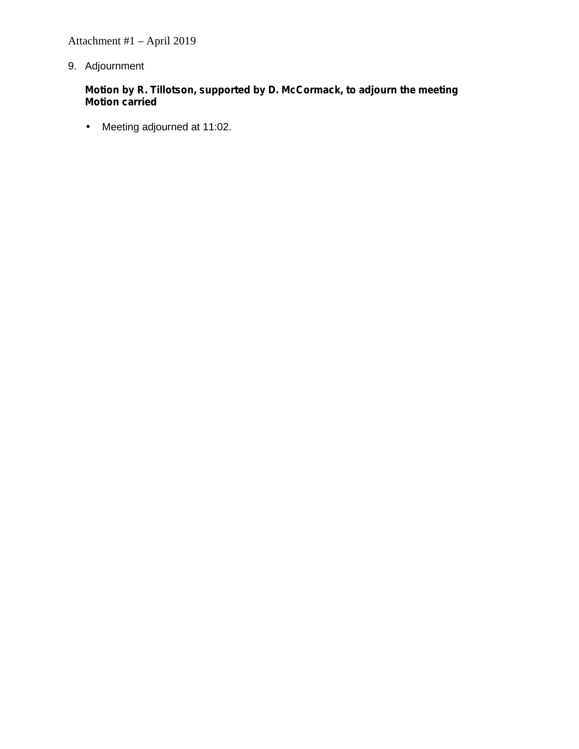Attachment #1 – April 2019

9. Adjournment

   **Motion by R. Tillotson, supported by D. McCormack, to adjourn the meeting**
   **Motion carried**

   - Meeting adjourned at 11:02.